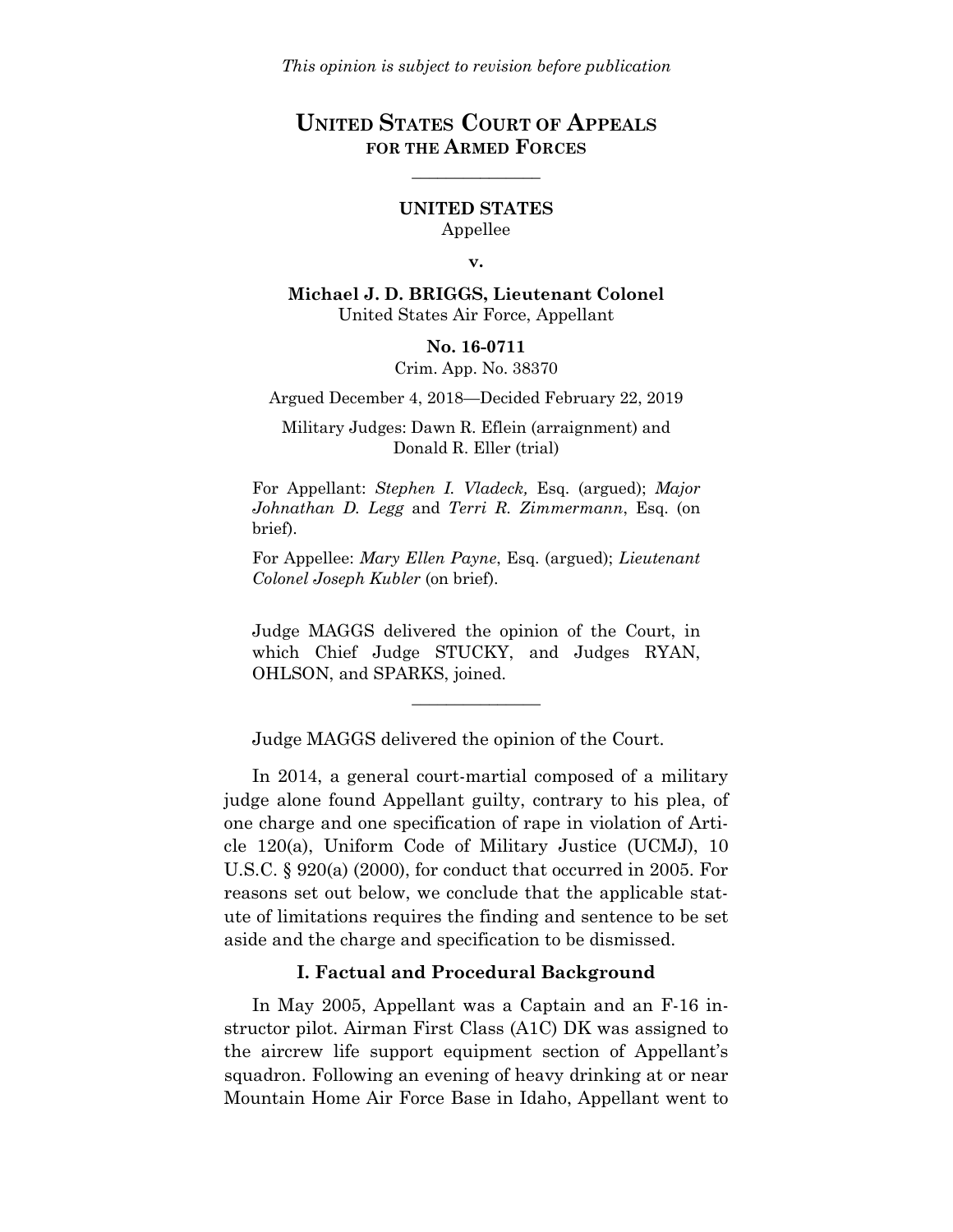*This opinion is subject to revision before publication*

# UNITED STATES COURT OF APPEALS FOR THE ARMED FORCES

---

**UNITED STATES**
Appellee

**v.**

**Michael J. D. BRIGGS, Lieutenant Colonel**
United States Air Force, Appellant

**No. 16-0711**
Crim. App. No. 38370

Argued December 4, 2018—Decided February 22, 2019

Military Judges: Dawn R. Eflein (arraignment) and Donald R. Eller (trial)

For Appellant: *Stephen I. Vladeck,* Esq. (argued); *Major Johnathan D. Legg* and *Terri R. Zimmermann*, Esq. (on brief).

For Appellee: *Mary Ellen Payne*, Esq. (argued); *Lieutenant Colonel Joseph Kubler* (on brief).

Judge MAGGS delivered the opinion of the Court, in which Chief Judge STUCKY, and Judges RYAN, OHLSON, and SPARKS, joined.

---

Judge MAGGS delivered the opinion of the Court.

In 2014, a general court-martial composed of a military judge alone found Appellant guilty, contrary to his plea, of one charge and one specification of rape in violation of Article 120(a), Uniform Code of Military Justice (UCMJ), 10 U.S.C. § 920(a) (2000), for conduct that occurred in 2005. For reasons set out below, we conclude that the applicable statute of limitations requires the finding and sentence to be set aside and the charge and specification to be dismissed.

## I. Factual and Procedural Background

In May 2005, Appellant was a Captain and an F-16 instructor pilot. Airman First Class (A1C) DK was assigned to the aircrew life support equipment section of Appellant's squadron. Following an evening of heavy drinking at or near Mountain Home Air Force Base in Idaho, Appellant went to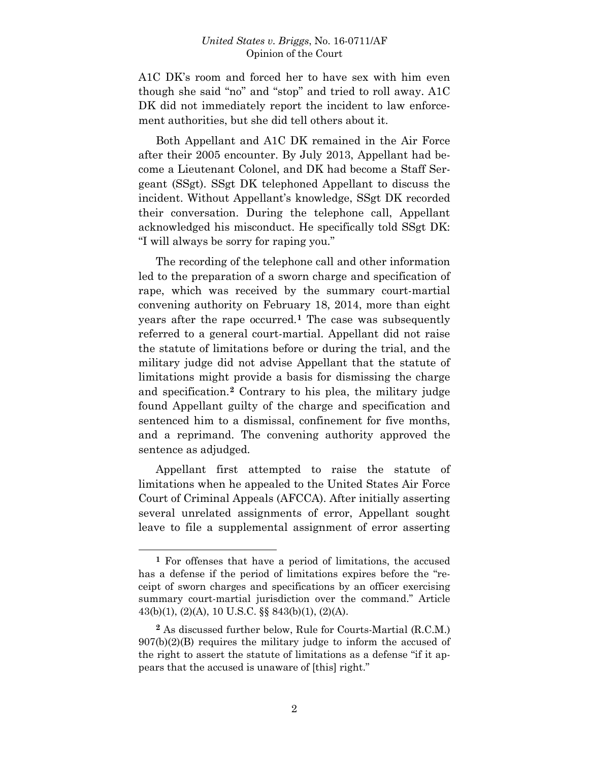A1C DK's room and forced her to have sex with him even though she said "no" and "stop" and tried to roll away. A1C DK did not immediately report the incident to law enforcement authorities, but she did tell others about it.

Both Appellant and A1C DK remained in the Air Force after their 2005 encounter. By July 2013, Appellant had become a Lieutenant Colonel, and DK had become a Staff Sergeant (SSgt). SSgt DK telephoned Appellant to discuss the incident. Without Appellant's knowledge, SSgt DK recorded their conversation. During the telephone call, Appellant acknowledged his misconduct. He specifically told SSgt DK: "I will always be sorry for raping you."

The recording of the telephone call and other information led to the preparation of a sworn charge and specification of rape, which was received by the summary court-martial convening authority on February 18, 2014, more than eight years after the rape occurred.[1] The case was subsequently referred to a general court-martial. Appellant did not raise the statute of limitations before or during the trial, and the military judge did not advise Appellant that the statute of limitations might provide a basis for dismissing the charge and specification.[2] Contrary to his plea, the military judge found Appellant guilty of the charge and specification and sentenced him to a dismissal, confinement for five months, and a reprimand. The convening authority approved the sentence as adjudged.

Appellant first attempted to raise the statute of limitations when he appealed to the United States Air Force Court of Criminal Appeals (AFCCA). After initially asserting several unrelated assignments of error, Appellant sought leave to file a supplemental assignment of error asserting

---

[1] For offenses that have a period of limitations, the accused has a defense if the period of limitations expires before the "receipt of sworn charges and specifications by an officer exercising summary court-martial jurisdiction over the command." Article 43(b)(1), (2)(A), 10 U.S.C. §§ 843(b)(1), (2)(A).

[2] As discussed further below, Rule for Courts-Martial (R.C.M.) 907(b)(2)(B) requires the military judge to inform the accused of the right to assert the statute of limitations as a defense "if it appears that the accused is unaware of [this] right."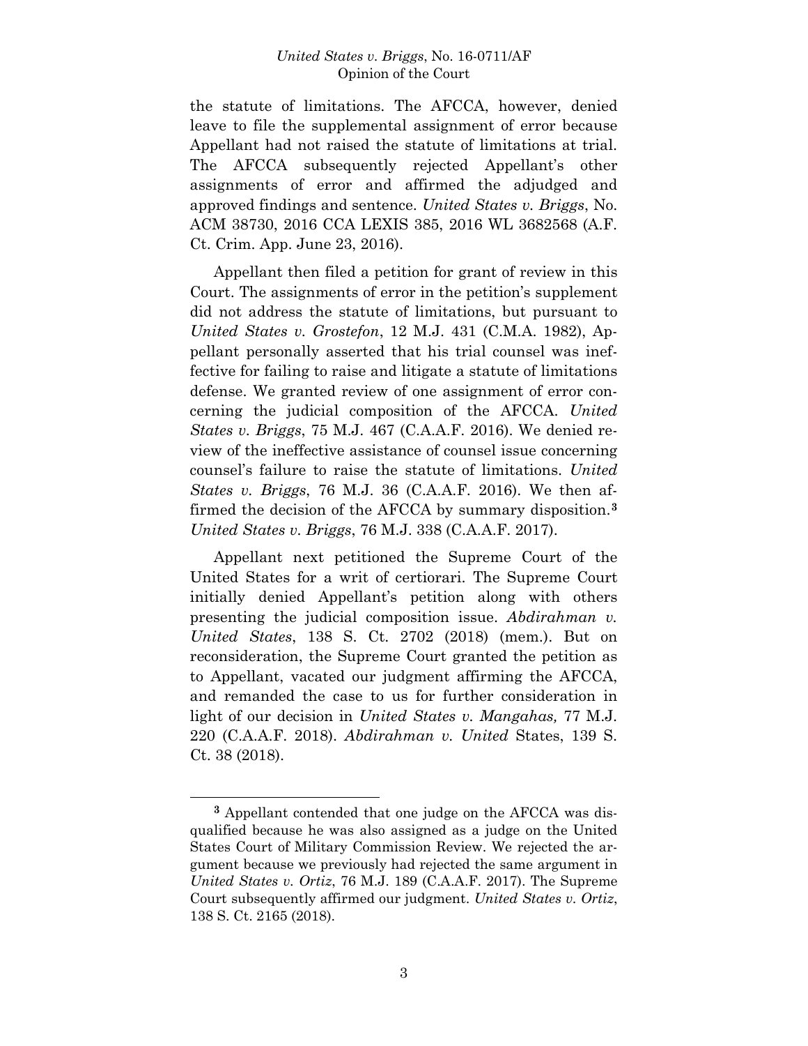the statute of limitations. The AFCCA, however, denied leave to file the supplemental assignment of error because Appellant had not raised the statute of limitations at trial. The AFCCA subsequently rejected Appellant's other assignments of error and affirmed the adjudged and approved findings and sentence. *United States v. Briggs*, No. ACM 38730, 2016 CCA LEXIS 385, 2016 WL 3682568 (A.F. Ct. Crim. App. June 23, 2016).

Appellant then filed a petition for grant of review in this Court. The assignments of error in the petition's supplement did not address the statute of limitations, but pursuant to *United States v. Grostefon*, 12 M.J. 431 (C.M.A. 1982), Appellant personally asserted that his trial counsel was ineffective for failing to raise and litigate a statute of limitations defense. We granted review of one assignment of error concerning the judicial composition of the AFCCA. *United States v. Briggs*, 75 M.J. 467 (C.A.A.F. 2016). We denied review of the ineffective assistance of counsel issue concerning counsel's failure to raise the statute of limitations. *United States v. Briggs*, 76 M.J. 36 (C.A.A.F. 2016). We then affirmed the decision of the AFCCA by summary disposition.[3] *United States v. Briggs*, 76 M.J. 338 (C.A.A.F. 2017).

Appellant next petitioned the Supreme Court of the United States for a writ of certiorari. The Supreme Court initially denied Appellant's petition along with others presenting the judicial composition issue. *Abdirahman v. United States*, 138 S. Ct. 2702 (2018) (mem.). But on reconsideration, the Supreme Court granted the petition as to Appellant, vacated our judgment affirming the AFCCA, and remanded the case to us for further consideration in light of our decision in *United States v. Mangahas,* 77 M.J. 220 (C.A.A.F. 2018). *Abdirahman v. United* States, 139 S. Ct. 38 (2018).

---

[3] Appellant contended that one judge on the AFCCA was disqualified because he was also assigned as a judge on the United States Court of Military Commission Review. We rejected the argument because we previously had rejected the same argument in *United States v. Ortiz*, 76 M.J. 189 (C.A.A.F. 2017). The Supreme Court subsequently affirmed our judgment. *United States v. Ortiz*, 138 S. Ct. 2165 (2018).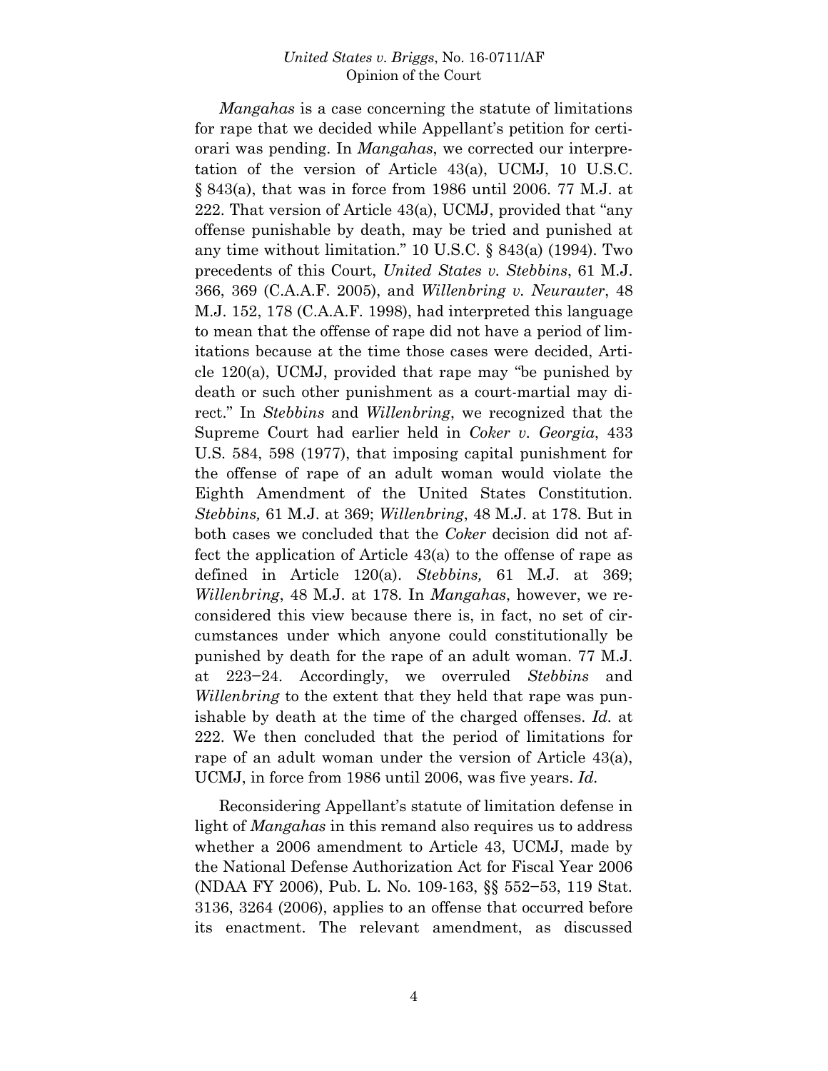*Mangahas* is a case concerning the statute of limitations for rape that we decided while Appellant's petition for certiorari was pending. In *Mangahas*, we corrected our interpretation of the version of Article 43(a), UCMJ, 10 U.S.C. § 843(a), that was in force from 1986 until 2006. 77 M.J. at 222. That version of Article 43(a), UCMJ, provided that "any offense punishable by death, may be tried and punished at any time without limitation." 10 U.S.C. § 843(a) (1994). Two precedents of this Court, *United States v. Stebbins*, 61 M.J. 366, 369 (C.A.A.F. 2005), and *Willenbring v. Neurauter*, 48 M.J. 152, 178 (C.A.A.F. 1998), had interpreted this language to mean that the offense of rape did not have a period of limitations because at the time those cases were decided, Article 120(a), UCMJ, provided that rape may "be punished by death or such other punishment as a court-martial may direct." In *Stebbins* and *Willenbring*, we recognized that the Supreme Court had earlier held in *Coker v. Georgia*, 433 U.S. 584, 598 (1977), that imposing capital punishment for the offense of rape of an adult woman would violate the Eighth Amendment of the United States Constitution. *Stebbins,* 61 M.J. at 369; *Willenbring*, 48 M.J. at 178. But in both cases we concluded that the *Coker* decision did not affect the application of Article 43(a) to the offense of rape as defined in Article 120(a). *Stebbins,* 61 M.J. at 369; *Willenbring*, 48 M.J. at 178. In *Mangahas*, however, we reconsidered this view because there is, in fact, no set of circumstances under which anyone could constitutionally be punished by death for the rape of an adult woman. 77 M.J. at 223–24. Accordingly, we overruled *Stebbins* and *Willenbring* to the extent that they held that rape was punishable by death at the time of the charged offenses. *Id.* at 222. We then concluded that the period of limitations for rape of an adult woman under the version of Article 43(a), UCMJ, in force from 1986 until 2006, was five years. *Id.*

Reconsidering Appellant's statute of limitation defense in light of *Mangahas* in this remand also requires us to address whether a 2006 amendment to Article 43, UCMJ, made by the National Defense Authorization Act for Fiscal Year 2006 (NDAA FY 2006), Pub. L. No. 109-163, §§ 552–53, 119 Stat. 3136, 3264 (2006), applies to an offense that occurred before its enactment. The relevant amendment, as discussed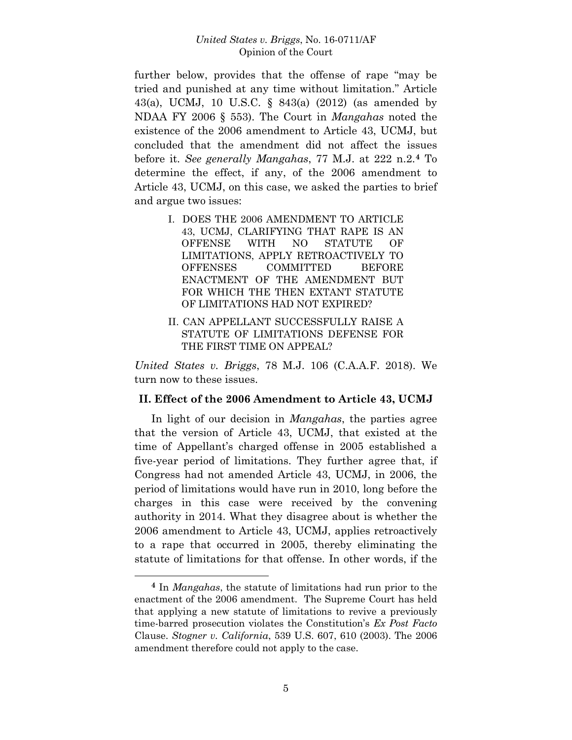further below, provides that the offense of rape "may be tried and punished at any time without limitation." Article 43(a), UCMJ, 10 U.S.C. § 843(a) (2012) (as amended by NDAA FY 2006 § 553). The Court in *Mangahas* noted the existence of the 2006 amendment to Article 43, UCMJ, but concluded that the amendment did not affect the issues before it. *See generally Mangahas*, 77 M.J. at 222 n.2.[4] To determine the effect, if any, of the 2006 amendment to Article 43, UCMJ, on this case, we asked the parties to brief and argue two issues:

> I. DOES THE 2006 AMENDMENT TO ARTICLE 43, UCMJ, CLARIFYING THAT RAPE IS AN OFFENSE WITH NO STATUTE OF LIMITATIONS, APPLY RETROACTIVELY TO OFFENSES COMMITTED BEFORE ENACTMENT OF THE AMENDMENT BUT FOR WHICH THE THEN EXTANT STATUTE OF LIMITATIONS HAD NOT EXPIRED?
>
> II. CAN APPELLANT SUCCESSFULLY RAISE A STATUTE OF LIMITATIONS DEFENSE FOR THE FIRST TIME ON APPEAL?

*United States v. Briggs*, 78 M.J. 106 (C.A.A.F. 2018). We turn now to these issues.

## II. Effect of the 2006 Amendment to Article 43, UCMJ

In light of our decision in *Mangahas*, the parties agree that the version of Article 43, UCMJ, that existed at the time of Appellant's charged offense in 2005 established a five-year period of limitations. They further agree that, if Congress had not amended Article 43, UCMJ, in 2006, the period of limitations would have run in 2010, long before the charges in this case were received by the convening authority in 2014. What they disagree about is whether the 2006 amendment to Article 43, UCMJ, applies retroactively to a rape that occurred in 2005, thereby eliminating the statute of limitations for that offense. In other words, if the

---

[4] In *Mangahas*, the statute of limitations had run prior to the enactment of the 2006 amendment. The Supreme Court has held that applying a new statute of limitations to revive a previously time-barred prosecution violates the Constitution's *Ex Post Facto* Clause. *Stogner v. California*, 539 U.S. 607, 610 (2003). The 2006 amendment therefore could not apply to the case.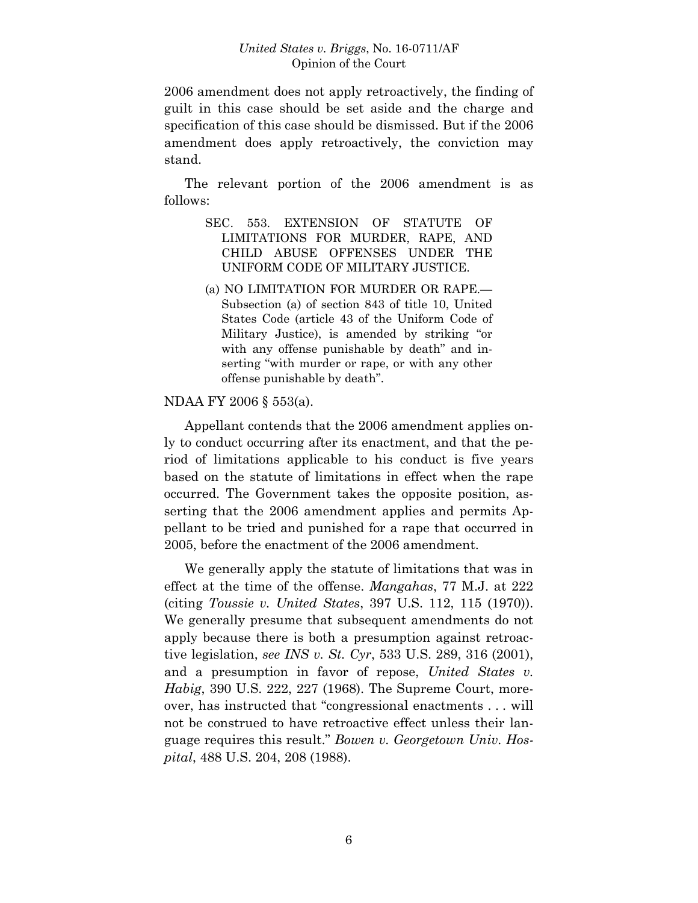2006 amendment does not apply retroactively, the finding of guilt in this case should be set aside and the charge and specification of this case should be dismissed. But if the 2006 amendment does apply retroactively, the conviction may stand.

The relevant portion of the 2006 amendment is as follows:

> SEC. 553. EXTENSION OF STATUTE OF LIMITATIONS FOR MURDER, RAPE, AND CHILD ABUSE OFFENSES UNDER THE UNIFORM CODE OF MILITARY JUSTICE.
>
> (a) NO LIMITATION FOR MURDER OR RAPE.— Subsection (a) of section 843 of title 10, United States Code (article 43 of the Uniform Code of Military Justice), is amended by striking "or with any offense punishable by death" and inserting "with murder or rape, or with any other offense punishable by death".

NDAA FY 2006 § 553(a).

Appellant contends that the 2006 amendment applies only to conduct occurring after its enactment, and that the period of limitations applicable to his conduct is five years based on the statute of limitations in effect when the rape occurred. The Government takes the opposite position, asserting that the 2006 amendment applies and permits Appellant to be tried and punished for a rape that occurred in 2005, before the enactment of the 2006 amendment.

We generally apply the statute of limitations that was in effect at the time of the offense. *Mangahas*, 77 M.J. at 222 (citing *Toussie v. United States*, 397 U.S. 112, 115 (1970)). We generally presume that subsequent amendments do not apply because there is both a presumption against retroactive legislation, *see INS v. St. Cyr*, 533 U.S. 289, 316 (2001), and a presumption in favor of repose, *United States v. Habig*, 390 U.S. 222, 227 (1968). The Supreme Court, moreover, has instructed that "congressional enactments . . . will not be construed to have retroactive effect unless their language requires this result." *Bowen v. Georgetown Univ. Hospital*, 488 U.S. 204, 208 (1988).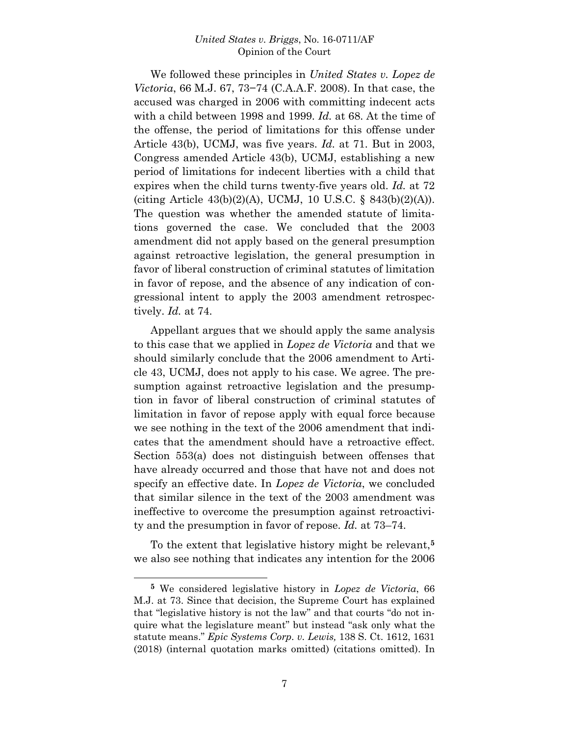We followed these principles in *United States v. Lopez de Victoria*, 66 M.J. 67, 73–74 (C.A.A.F. 2008). In that case, the accused was charged in 2006 with committing indecent acts with a child between 1998 and 1999. *Id.* at 68. At the time of the offense, the period of limitations for this offense under Article 43(b), UCMJ, was five years. *Id.* at 71. But in 2003, Congress amended Article 43(b), UCMJ, establishing a new period of limitations for indecent liberties with a child that expires when the child turns twenty-five years old. *Id.* at 72 (citing Article 43(b)(2)(A), UCMJ, 10 U.S.C. § 843(b)(2)(A)). The question was whether the amended statute of limitations governed the case. We concluded that the 2003 amendment did not apply based on the general presumption against retroactive legislation, the general presumption in favor of liberal construction of criminal statutes of limitation in favor of repose, and the absence of any indication of congressional intent to apply the 2003 amendment retrospectively. *Id.* at 74.

Appellant argues that we should apply the same analysis to this case that we applied in *Lopez de Victoria* and that we should similarly conclude that the 2006 amendment to Article 43, UCMJ, does not apply to his case. We agree. The presumption against retroactive legislation and the presumption in favor of liberal construction of criminal statutes of limitation in favor of repose apply with equal force because we see nothing in the text of the 2006 amendment that indicates that the amendment should have a retroactive effect. Section 553(a) does not distinguish between offenses that have already occurred and those that have not and does not specify an effective date. In *Lopez de Victoria*, we concluded that similar silence in the text of the 2003 amendment was ineffective to overcome the presumption against retroactivity and the presumption in favor of repose. *Id.* at 73–74.

To the extent that legislative history might be relevant,[5] we also see nothing that indicates any intention for the 2006

[5] We considered legislative history in *Lopez de Victoria*, 66 M.J. at 73. Since that decision, the Supreme Court has explained that "legislative history is not the law" and that courts "do not inquire what the legislature meant" but instead "ask only what the statute means." *Epic Systems Corp. v. Lewis,* 138 S. Ct. 1612, 1631 (2018) (internal quotation marks omitted) (citations omitted). In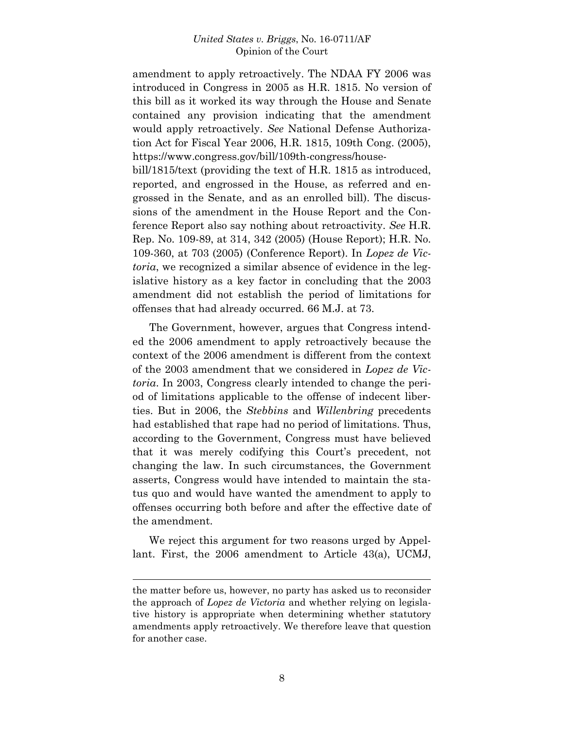amendment to apply retroactively. The NDAA FY 2006 was introduced in Congress in 2005 as H.R. 1815. No version of this bill as it worked its way through the House and Senate contained any provision indicating that the amendment would apply retroactively. *See* National Defense Authorization Act for Fiscal Year 2006, H.R. 1815, 109th Cong. (2005), https://www.congress.gov/bill/109th-congress/house-bill/1815/text (providing the text of H.R. 1815 as introduced, reported, and engrossed in the House, as referred and engrossed in the Senate, and as an enrolled bill). The discussions of the amendment in the House Report and the Conference Report also say nothing about retroactivity. *See* H.R. Rep. No. 109-89, at 314, 342 (2005) (House Report); H.R. No. 109-360, at 703 (2005) (Conference Report). In *Lopez de Victoria*, we recognized a similar absence of evidence in the legislative history as a key factor in concluding that the 2003 amendment did not establish the period of limitations for offenses that had already occurred. 66 M.J. at 73.

The Government, however, argues that Congress intended the 2006 amendment to apply retroactively because the context of the 2006 amendment is different from the context of the 2003 amendment that we considered in *Lopez de Victoria*. In 2003, Congress clearly intended to change the period of limitations applicable to the offense of indecent liberties. But in 2006, the *Stebbins* and *Willenbring* precedents had established that rape had no period of limitations. Thus, according to the Government, Congress must have believed that it was merely codifying this Court's precedent, not changing the law. In such circumstances, the Government asserts, Congress would have intended to maintain the status quo and would have wanted the amendment to apply to offenses occurring both before and after the effective date of the amendment.

We reject this argument for two reasons urged by Appellant. First, the 2006 amendment to Article 43(a), UCMJ,

---

the matter before us, however, no party has asked us to reconsider the approach of *Lopez de Victoria* and whether relying on legislative history is appropriate when determining whether statutory amendments apply retroactively. We therefore leave that question for another case.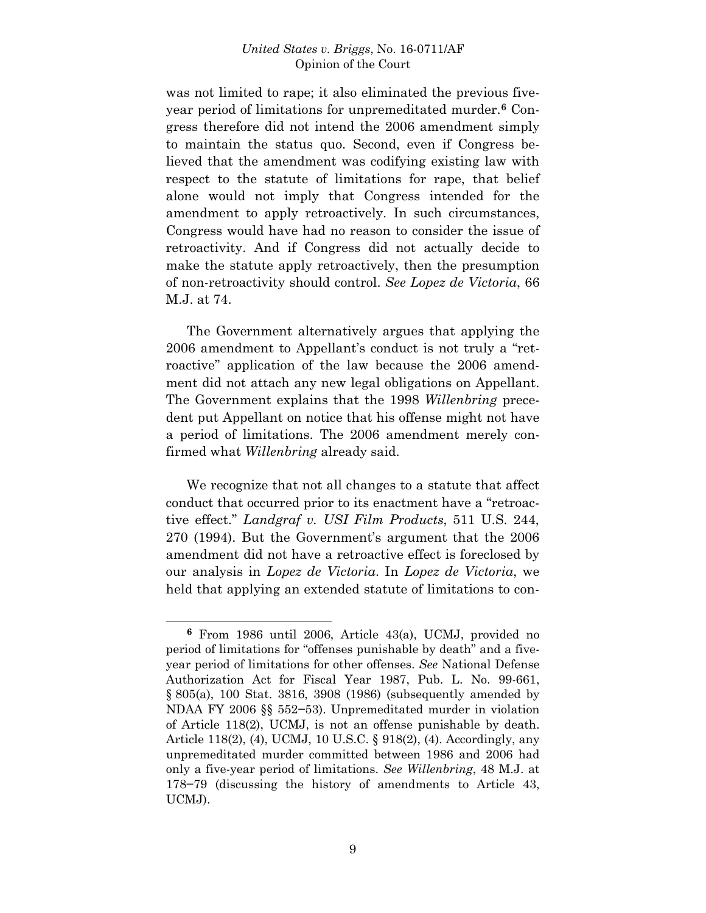was not limited to rape; it also eliminated the previous five-year period of limitations for unpremeditated murder.[6] Congress therefore did not intend the 2006 amendment simply to maintain the status quo. Second, even if Congress believed that the amendment was codifying existing law with respect to the statute of limitations for rape, that belief alone would not imply that Congress intended for the amendment to apply retroactively. In such circumstances, Congress would have had no reason to consider the issue of retroactivity. And if Congress did not actually decide to make the statute apply retroactively, then the presumption of non-retroactivity should control. *See Lopez de Victoria*, 66 M.J. at 74.

The Government alternatively argues that applying the 2006 amendment to Appellant's conduct is not truly a "retroactive" application of the law because the 2006 amendment did not attach any new legal obligations on Appellant. The Government explains that the 1998 *Willenbring* precedent put Appellant on notice that his offense might not have a period of limitations. The 2006 amendment merely confirmed what *Willenbring* already said.

We recognize that not all changes to a statute that affect conduct that occurred prior to its enactment have a "retroactive effect." *Landgraf v. USI Film Products*, 511 U.S. 244, 270 (1994). But the Government's argument that the 2006 amendment did not have a retroactive effect is foreclosed by our analysis in *Lopez de Victoria*. In *Lopez de Victoria*, we held that applying an extended statute of limitations to con-

---

[6] From 1986 until 2006, Article 43(a), UCMJ, provided no period of limitations for "offenses punishable by death" and a five-year period of limitations for other offenses. *See* National Defense Authorization Act for Fiscal Year 1987, Pub. L. No. 99-661, § 805(a), 100 Stat. 3816, 3908 (1986) (subsequently amended by NDAA FY 2006 §§ 552–53). Unpremeditated murder in violation of Article 118(2), UCMJ, is not an offense punishable by death. Article 118(2), (4), UCMJ, 10 U.S.C. § 918(2), (4). Accordingly, any unpremeditated murder committed between 1986 and 2006 had only a five-year period of limitations. *See Willenbring*, 48 M.J. at 178–79 (discussing the history of amendments to Article 43, UCMJ).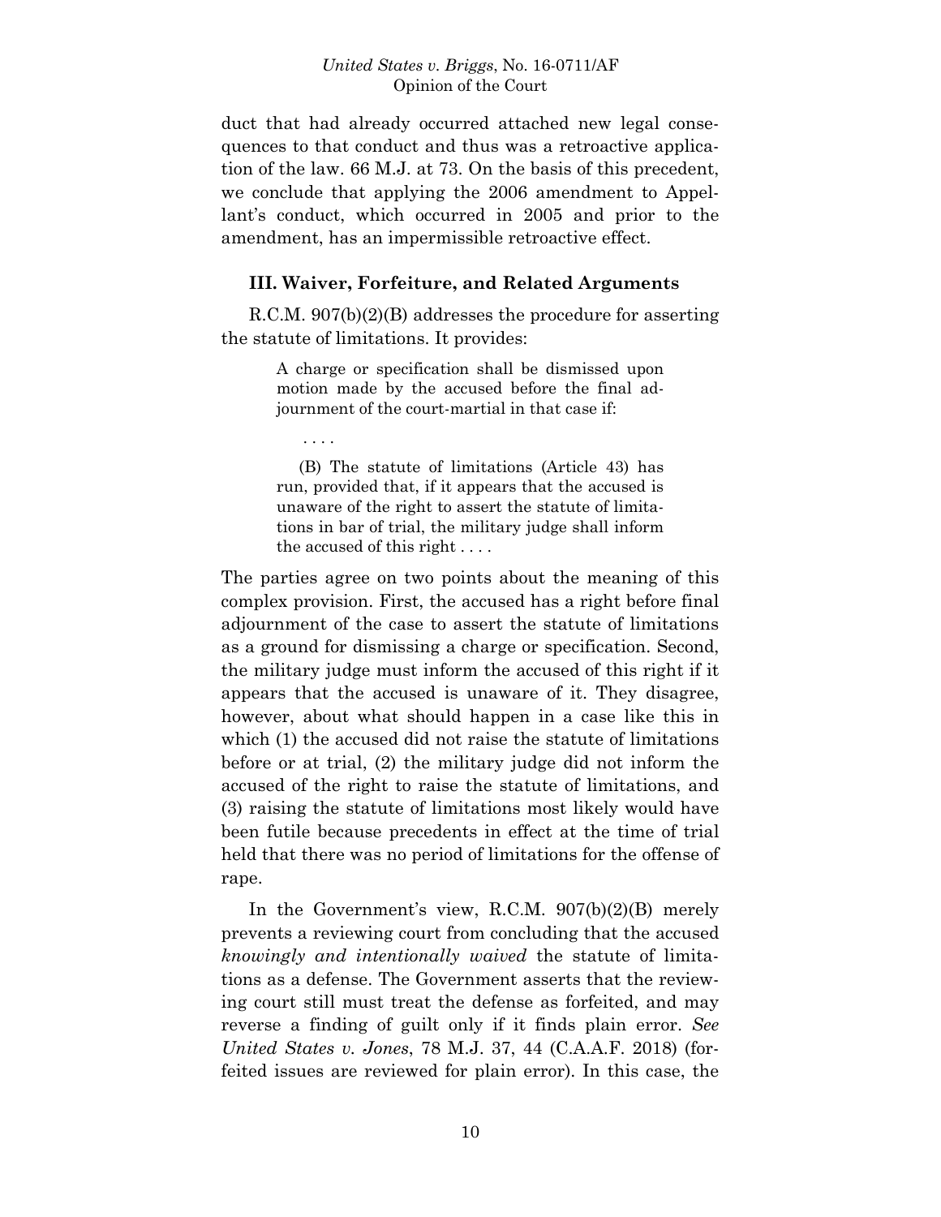duct that had already occurred attached new legal consequences to that conduct and thus was a retroactive application of the law. 66 M.J. at 73. On the basis of this precedent, we conclude that applying the 2006 amendment to Appellant's conduct, which occurred in 2005 and prior to the amendment, has an impermissible retroactive effect.

### III. Waiver, Forfeiture, and Related Arguments

R.C.M. 907(b)(2)(B) addresses the procedure for asserting the statute of limitations. It provides:

> A charge or specification shall be dismissed upon motion made by the accused before the final adjournment of the court-martial in that case if:
>
> . . . .
>
> (B) The statute of limitations (Article 43) has run, provided that, if it appears that the accused is unaware of the right to assert the statute of limitations in bar of trial, the military judge shall inform the accused of this right . . . .

The parties agree on two points about the meaning of this complex provision. First, the accused has a right before final adjournment of the case to assert the statute of limitations as a ground for dismissing a charge or specification. Second, the military judge must inform the accused of this right if it appears that the accused is unaware of it. They disagree, however, about what should happen in a case like this in which (1) the accused did not raise the statute of limitations before or at trial, (2) the military judge did not inform the accused of the right to raise the statute of limitations, and (3) raising the statute of limitations most likely would have been futile because precedents in effect at the time of trial held that there was no period of limitations for the offense of rape.

In the Government's view, R.C.M. 907(b)(2)(B) merely prevents a reviewing court from concluding that the accused *knowingly and intentionally waived* the statute of limitations as a defense. The Government asserts that the reviewing court still must treat the defense as forfeited, and may reverse a finding of guilt only if it finds plain error. *See United States v. Jones*, 78 M.J. 37, 44 (C.A.A.F. 2018) (forfeited issues are reviewed for plain error). In this case, the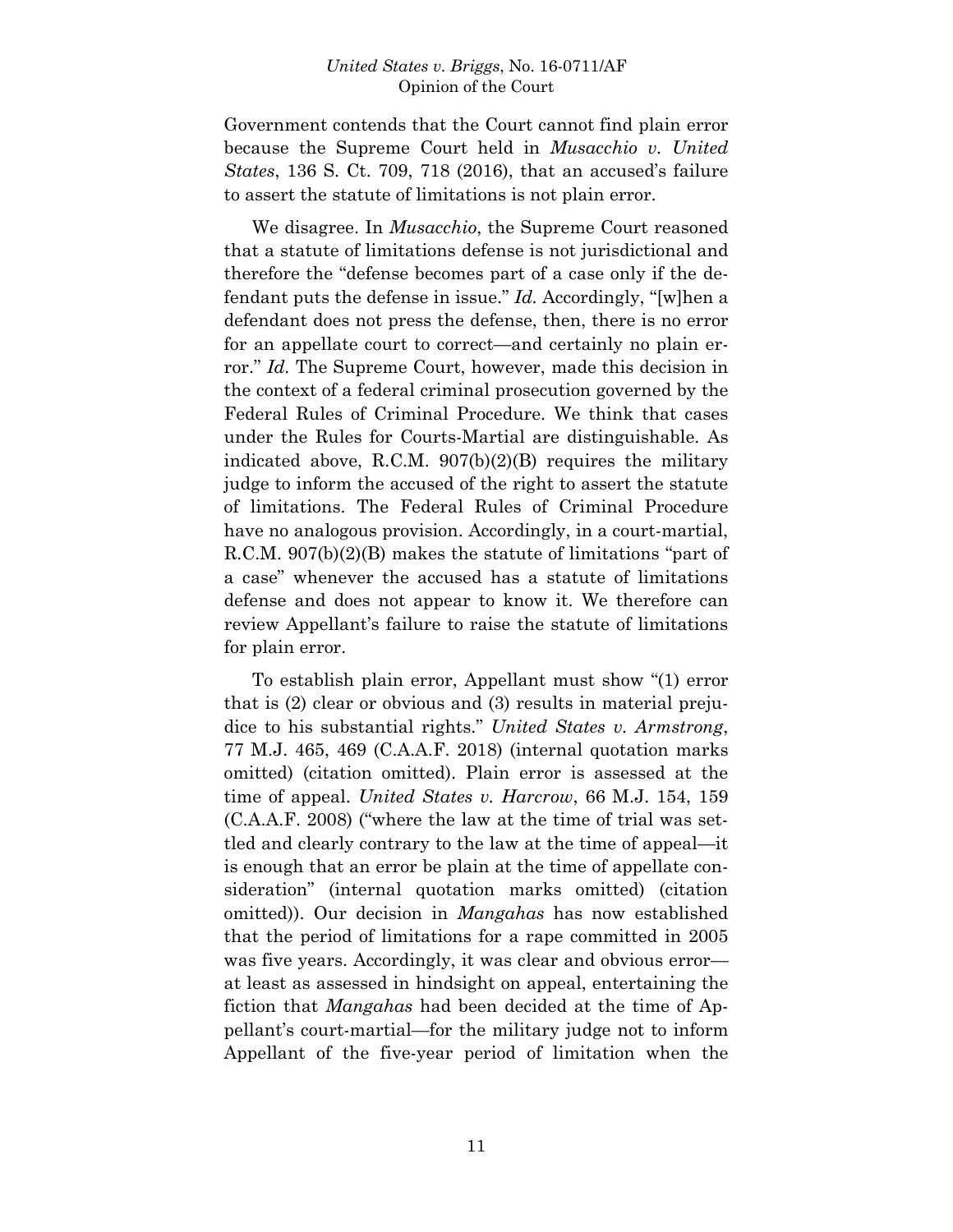Government contends that the Court cannot find plain error because the Supreme Court held in *Musacchio v. United States*, 136 S. Ct. 709, 718 (2016), that an accused's failure to assert the statute of limitations is not plain error.

We disagree. In *Musacchio*, the Supreme Court reasoned that a statute of limitations defense is not jurisdictional and therefore the "defense becomes part of a case only if the defendant puts the defense in issue." *Id.* Accordingly, "[w]hen a defendant does not press the defense, then, there is no error for an appellate court to correct—and certainly no plain error." *Id.* The Supreme Court, however, made this decision in the context of a federal criminal prosecution governed by the Federal Rules of Criminal Procedure. We think that cases under the Rules for Courts-Martial are distinguishable. As indicated above, R.C.M. 907(b)(2)(B) requires the military judge to inform the accused of the right to assert the statute of limitations. The Federal Rules of Criminal Procedure have no analogous provision. Accordingly, in a court-martial, R.C.M. 907(b)(2)(B) makes the statute of limitations "part of a case" whenever the accused has a statute of limitations defense and does not appear to know it. We therefore can review Appellant's failure to raise the statute of limitations for plain error.

To establish plain error, Appellant must show "(1) error that is (2) clear or obvious and (3) results in material prejudice to his substantial rights." *United States v. Armstrong*, 77 M.J. 465, 469 (C.A.A.F. 2018) (internal quotation marks omitted) (citation omitted). Plain error is assessed at the time of appeal. *United States v. Harcrow*, 66 M.J. 154, 159 (C.A.A.F. 2008) ("where the law at the time of trial was settled and clearly contrary to the law at the time of appeal—it is enough that an error be plain at the time of appellate consideration" (internal quotation marks omitted) (citation omitted)). Our decision in *Mangahas* has now established that the period of limitations for a rape committed in 2005 was five years. Accordingly, it was clear and obvious error—at least as assessed in hindsight on appeal, entertaining the fiction that *Mangahas* had been decided at the time of Appellant's court-martial—for the military judge not to inform Appellant of the five-year period of limitation when the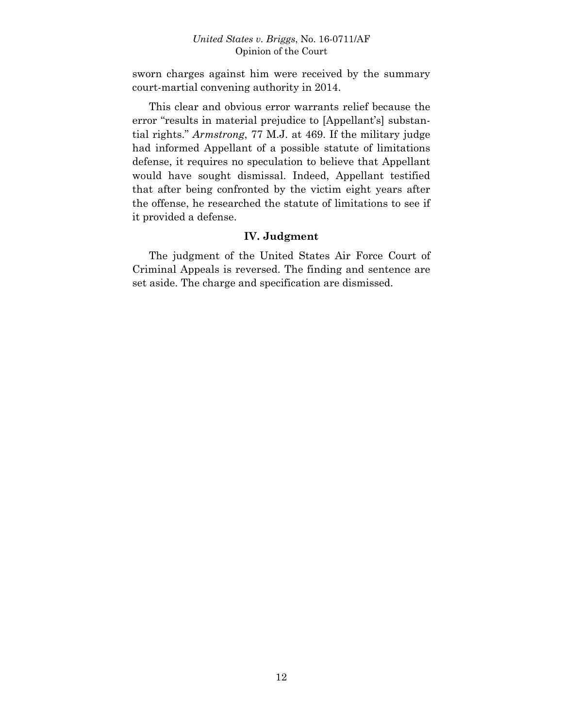sworn charges against him were received by the summary court-martial convening authority in 2014.

This clear and obvious error warrants relief because the error "results in material prejudice to [Appellant's] substantial rights." *Armstrong*, 77 M.J. at 469. If the military judge had informed Appellant of a possible statute of limitations defense, it requires no speculation to believe that Appellant would have sought dismissal. Indeed, Appellant testified that after being confronted by the victim eight years after the offense, he researched the statute of limitations to see if it provided a defense.

## IV. Judgment

The judgment of the United States Air Force Court of Criminal Appeals is reversed. The finding and sentence are set aside. The charge and specification are dismissed.